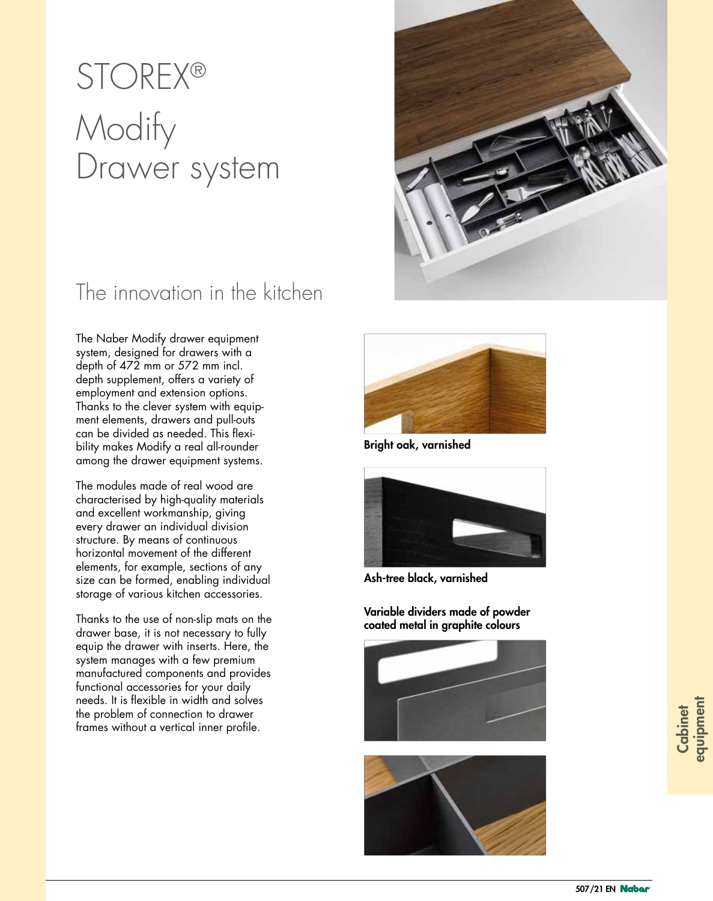# STOREX®

# Modify
# Drawer system

## The innovation in the kitchen

The Naber Modify drawer equipment system, designed for drawers with a depth of 472 mm or 572 mm incl. depth supplement, offers a variety of employment and extension options. Thanks to the clever system with equipment elements, drawers and pull-outs can be divided as needed. This flexibility makes Modify a real all-rounder among the drawer equipment systems.

The modules made of real wood are characterised by high-quality materials and excellent workmanship, giving every drawer an individual division structure. By means of continuous horizontal movement of the different elements, for example, sections of any size can be formed, enabling individual storage of various kitchen accessories.

Thanks to the use of non-slip mats on the drawer base, it is not necessary to fully equip the drawer with inserts. Here, the system manages with a few premium manufactured components and provides functional accessories for your daily needs. It is flexible in width and solves the problem of connection to drawer frames without a vertical inner profile.

**Bright oak, varnished**

**Ash-tree black, varnished**

**Variable dividers made of powder coated metal in graphite colours**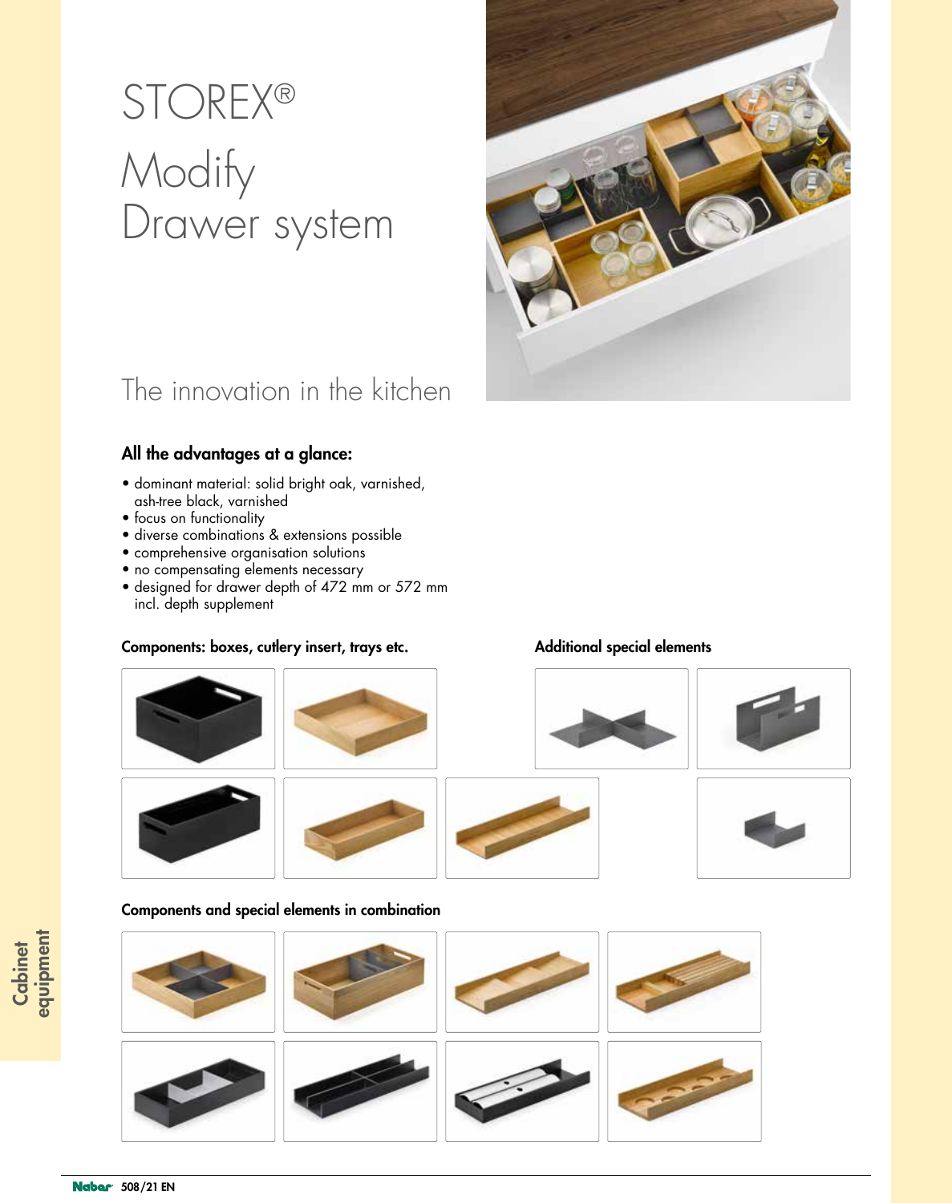# STOREX®
# Modify
# Drawer system

## The innovation in the kitchen

### All the advantages at a glance:

- dominant material: solid bright oak, varnished, ash-tree black, varnished
- focus on functionality
- diverse combinations & extensions possible
- comprehensive organisation solutions
- no compensating elements necessary
- designed for drawer depth of 472 mm or 572 mm incl. depth supplement

**Components: boxes, cutlery insert, trays etc.**

**Additional special elements**

**Components and special elements in combination**

Cabinet equipment